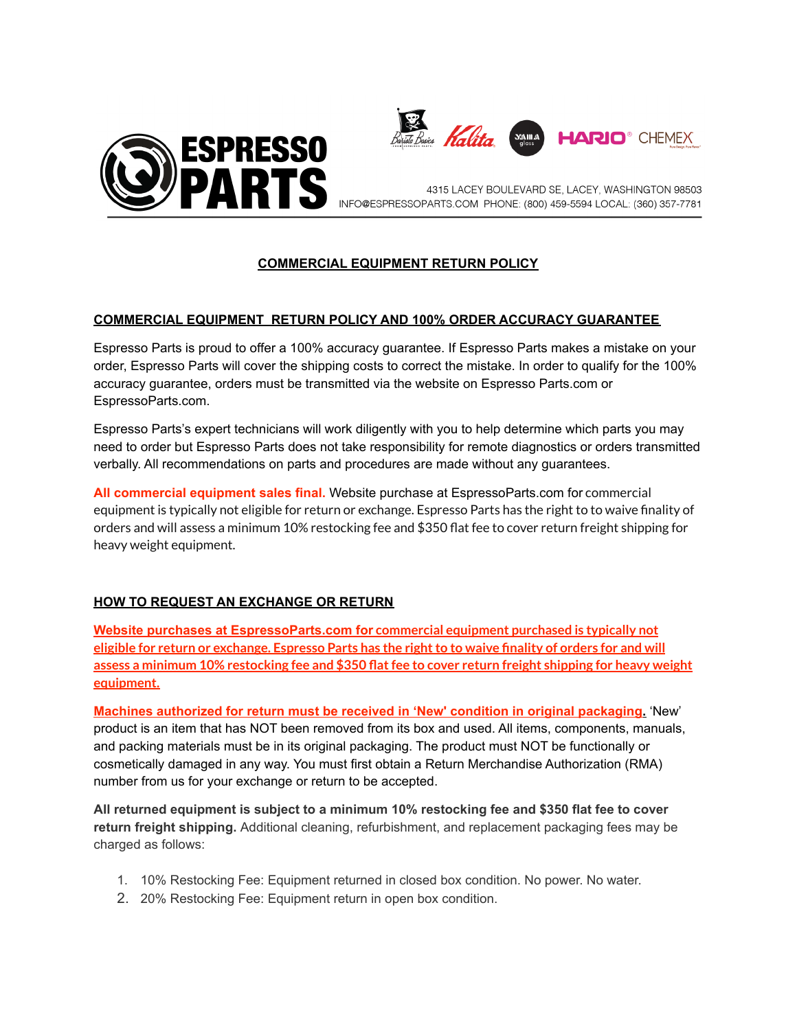ESPRESSO PARTS

4315 LACEY BOULEVARD SE, LACEY, WASHINGTON 98503
INFO@ESPRESSOPARTS.COM PHONE: (800) 459-5594 LOCAL: (360) 357-7781

# COMMERCIAL EQUIPMENT RETURN POLICY

## COMMERCIAL EQUIPMENT RETURN POLICY AND 100% ORDER ACCURACY GUARANTEE

Espresso Parts is proud to offer a 100% accuracy guarantee. If Espresso Parts makes a mistake on your order, Espresso Parts will cover the shipping costs to correct the mistake. In order to qualify for the 100% accuracy guarantee, orders must be transmitted via the website on Espresso Parts.com or EspressoParts.com.

Espresso Parts's expert technicians will work diligently with you to help determine which parts you may need to order but Espresso Parts does not take responsibility for remote diagnostics or orders transmitted verbally. All recommendations on parts and procedures are made without any guarantees.

**All commercial equipment sales final.** Website purchase at EspressoParts.com for commercial equipment is typically not eligible for return or exchange. Espresso Parts has the right to to waive finality of orders and will assess a minimum 10% restocking fee and $350 flat fee to cover return freight shipping for heavy weight equipment.

## HOW TO REQUEST AN EXCHANGE OR RETURN

**Website purchases at EspressoParts.com for commercial equipment purchased is typically not eligible for return or exchange. Espresso Parts has the right to to waive finality of orders for and will assess a minimum 10% restocking fee and $350 flat fee to cover return freight shipping for heavy weight equipment.**

**Machines authorized for return must be received in 'New' condition in original packaging.** 'New' product is an item that has NOT been removed from its box and used. All items, components, manuals, and packing materials must be in its original packaging. The product must NOT be functionally or cosmetically damaged in any way. You must first obtain a Return Merchandise Authorization (RMA) number from us for your exchange or return to be accepted.

**All returned equipment is subject to a minimum 10% restocking fee and $350 flat fee to cover return freight shipping.** Additional cleaning, refurbishment, and replacement packaging fees may be charged as follows:

1. 10% Restocking Fee: Equipment returned in closed box condition. No power. No water.
2. 20% Restocking Fee: Equipment return in open box condition.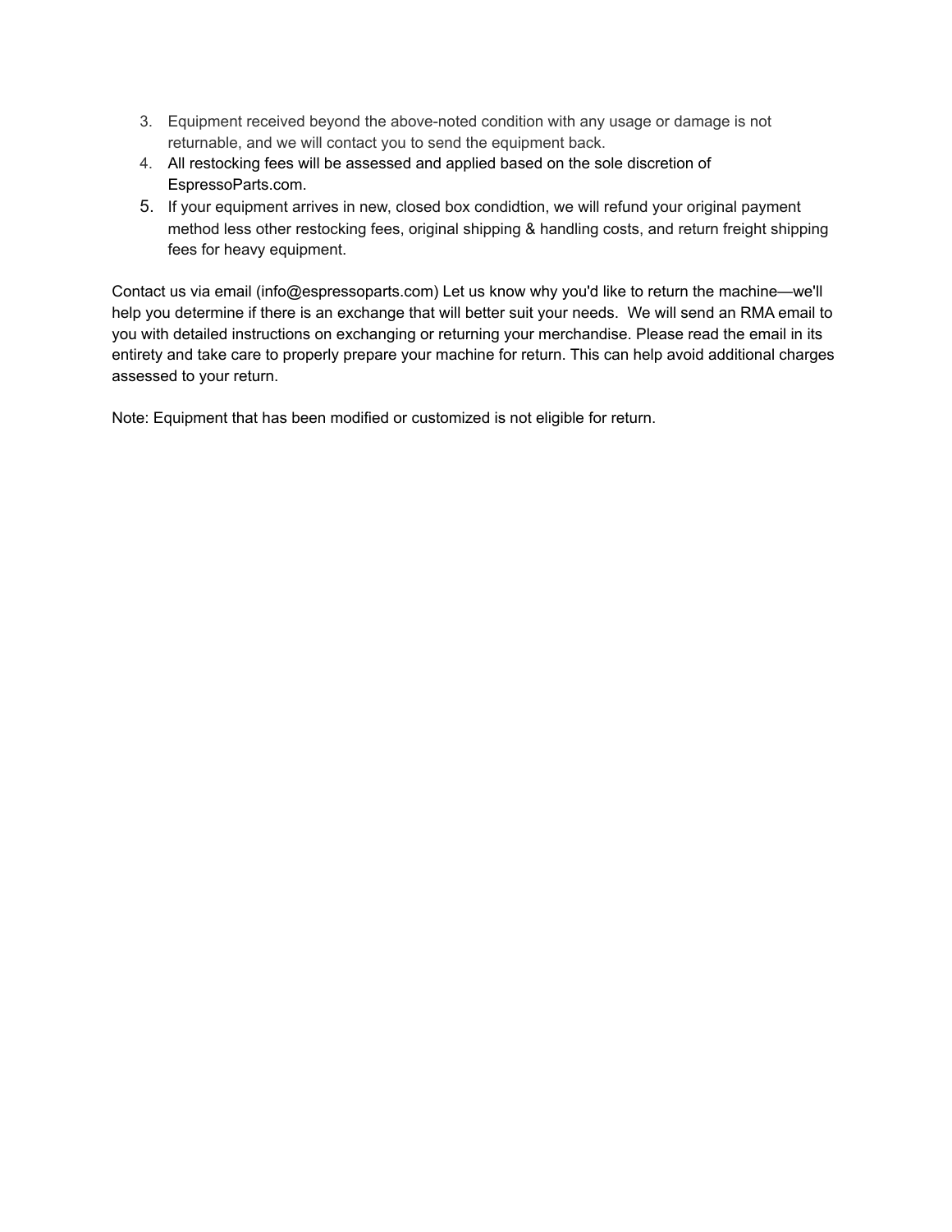3. Equipment received beyond the above-noted condition with any usage or damage is not returnable, and we will contact you to send the equipment back.
4. All restocking fees will be assessed and applied based on the sole discretion of EspressoParts.com.
5. If your equipment arrives in new, closed box condidtion, we will refund your original payment method less other restocking fees, original shipping & handling costs, and return freight shipping fees for heavy equipment.

Contact us via email (info@espressoparts.com) Let us know why you'd like to return the machine—we'll help you determine if there is an exchange that will better suit your needs.  We will send an RMA email to you with detailed instructions on exchanging or returning your merchandise. Please read the email in its entirety and take care to properly prepare your machine for return. This can help avoid additional charges assessed to your return.

Note: Equipment that has been modified or customized is not eligible for return.